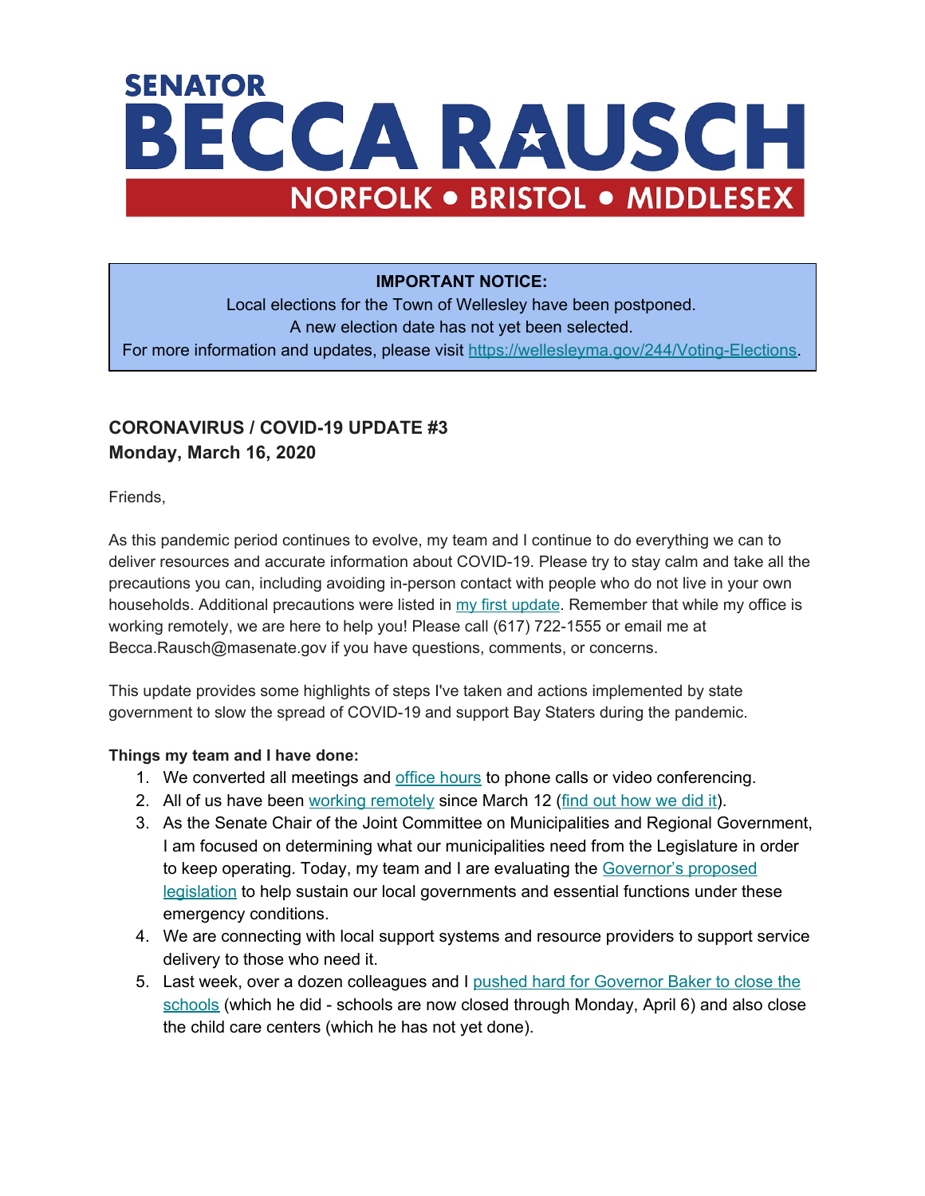# SENATOR BECCA RAUSCH

**NORFOLK • BRISTOL • MIDDLESEX**

> **IMPORTANT NOTICE:**
> Local elections for the Town of Wellesley have been postponed.
> A new election date has not yet been selected.
> For more information and updates, please visit https://wellesleyma.gov/244/Voting-Elections.

## CORONAVIRUS / COVID-19 UPDATE #3
**Monday, March 16, 2020**

Friends,

As this pandemic period continues to evolve, my team and I continue to do everything we can to deliver resources and accurate information about COVID-19. Please try to stay calm and take all the precautions you can, including avoiding in-person contact with people who do not live in your own households. Additional precautions were listed in my first update. Remember that while my office is working remotely, we are here to help you! Please call (617) 722-1555 or email me at Becca.Rausch@masenate.gov if you have questions, comments, or concerns.

This update provides some highlights of steps I've taken and actions implemented by state government to slow the spread of COVID-19 and support Bay Staters during the pandemic.

**Things my team and I have done:**

1. We converted all meetings and office hours to phone calls or video conferencing.
2. All of us have been working remotely since March 12 (find out how we did it).
3. As the Senate Chair of the Joint Committee on Municipalities and Regional Government, I am focused on determining what our municipalities need from the Legislature in order to keep operating. Today, my team and I are evaluating the Governor's proposed legislation to help sustain our local governments and essential functions under these emergency conditions.
4. We are connecting with local support systems and resource providers to support service delivery to those who need it.
5. Last week, over a dozen colleagues and I pushed hard for Governor Baker to close the schools (which he did - schools are now closed through Monday, April 6) and also close the child care centers (which he has not yet done).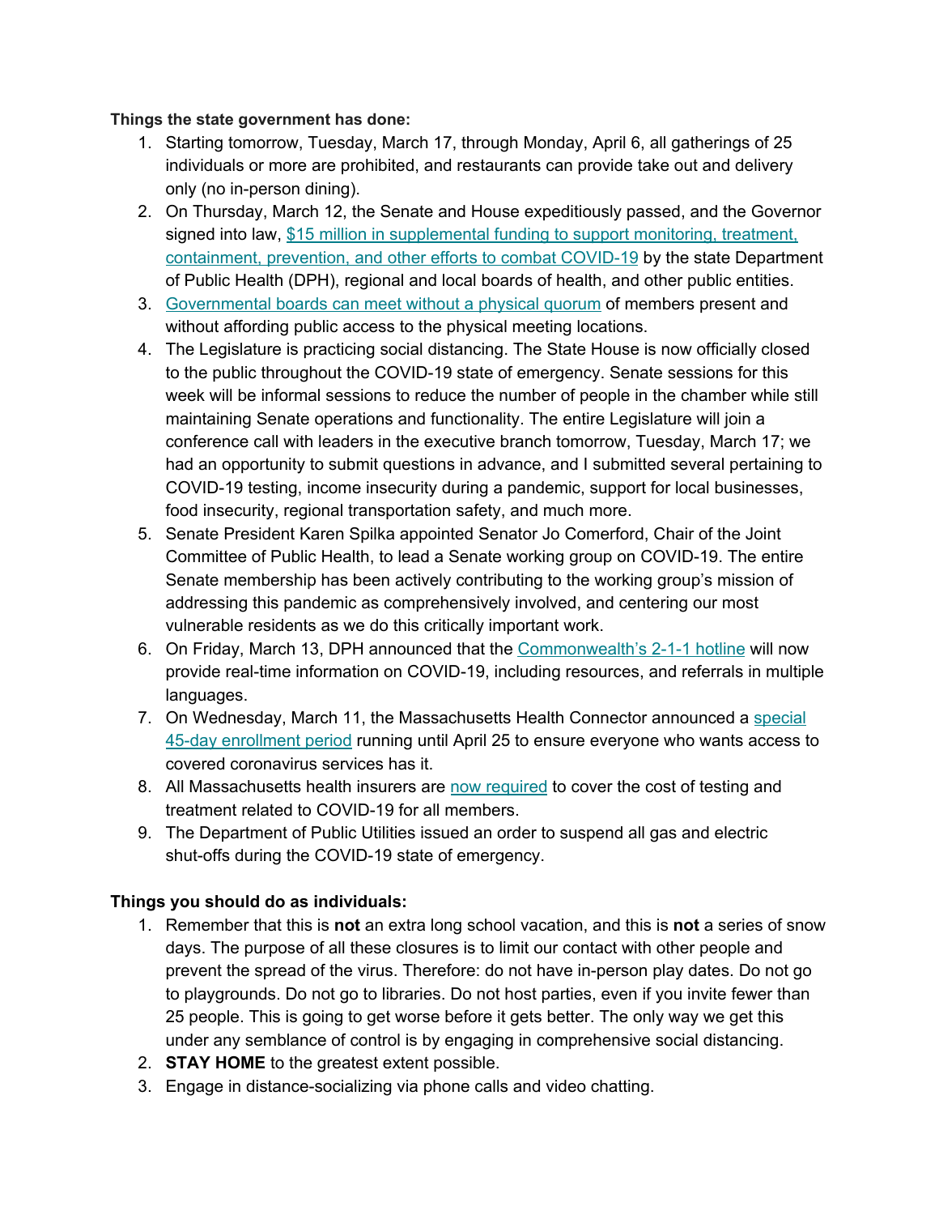**Things the state government has done:**

1. Starting tomorrow, Tuesday, March 17, through Monday, April 6, all gatherings of 25 individuals or more are prohibited, and restaurants can provide take out and delivery only (no in-person dining).
2. On Thursday, March 12, the Senate and House expeditiously passed, and the Governor signed into law, $15 million in supplemental funding to support monitoring, treatment, containment, prevention, and other efforts to combat COVID-19 by the state Department of Public Health (DPH), regional and local boards of health, and other public entities.
3. Governmental boards can meet without a physical quorum of members present and without affording public access to the physical meeting locations.
4. The Legislature is practicing social distancing. The State House is now officially closed to the public throughout the COVID-19 state of emergency. Senate sessions for this week will be informal sessions to reduce the number of people in the chamber while still maintaining Senate operations and functionality. The entire Legislature will join a conference call with leaders in the executive branch tomorrow, Tuesday, March 17; we had an opportunity to submit questions in advance, and I submitted several pertaining to COVID-19 testing, income insecurity during a pandemic, support for local businesses, food insecurity, regional transportation safety, and much more.
5. Senate President Karen Spilka appointed Senator Jo Comerford, Chair of the Joint Committee of Public Health, to lead a Senate working group on COVID-19. The entire Senate membership has been actively contributing to the working group's mission of addressing this pandemic as comprehensively involved, and centering our most vulnerable residents as we do this critically important work.
6. On Friday, March 13, DPH announced that the Commonwealth's 2-1-1 hotline will now provide real-time information on COVID-19, including resources, and referrals in multiple languages.
7. On Wednesday, March 11, the Massachusetts Health Connector announced a special 45-day enrollment period running until April 25 to ensure everyone who wants access to covered coronavirus services has it.
8. All Massachusetts health insurers are now required to cover the cost of testing and treatment related to COVID-19 for all members.
9. The Department of Public Utilities issued an order to suspend all gas and electric shut-offs during the COVID-19 state of emergency.

**Things you should do as individuals:**

1. Remember that this is **not** an extra long school vacation, and this is **not** a series of snow days. The purpose of all these closures is to limit our contact with other people and prevent the spread of the virus. Therefore: do not have in-person play dates. Do not go to playgrounds. Do not go to libraries. Do not host parties, even if you invite fewer than 25 people. This is going to get worse before it gets better. The only way we get this under any semblance of control is by engaging in comprehensive social distancing.
2. **STAY HOME** to the greatest extent possible.
3. Engage in distance-socializing via phone calls and video chatting.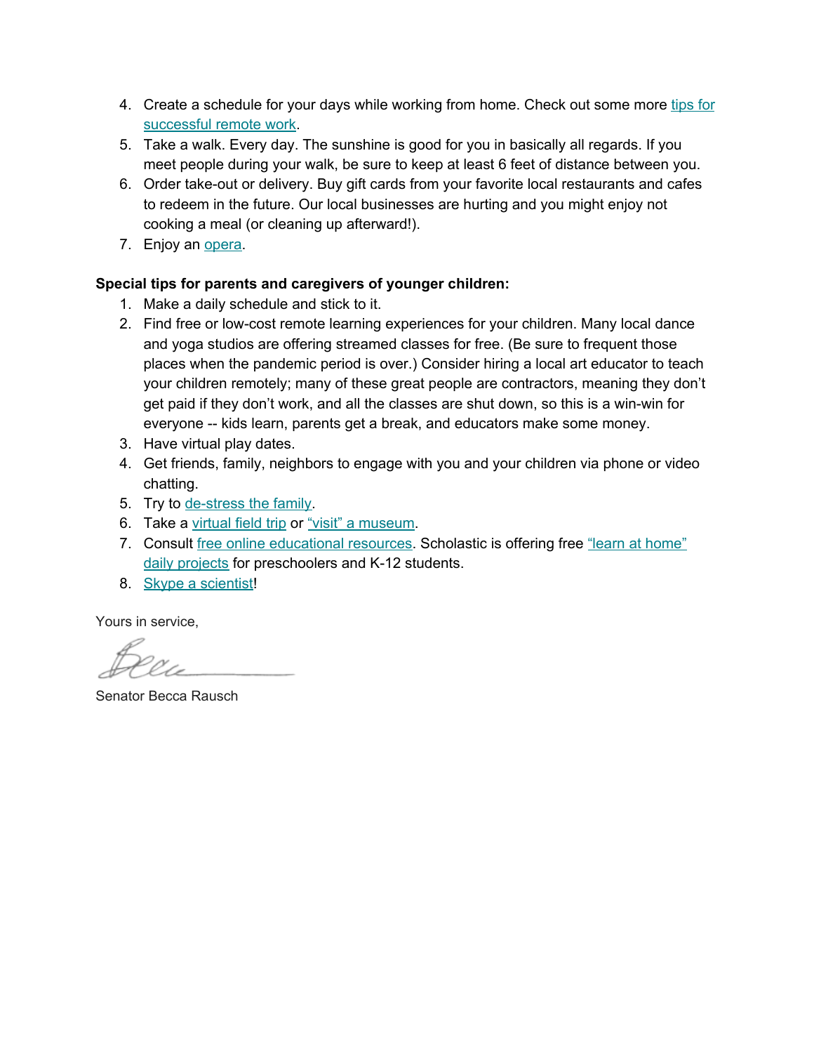4. Create a schedule for your days while working from home. Check out some more tips for successful remote work.
5. Take a walk. Every day. The sunshine is good for you in basically all regards. If you meet people during your walk, be sure to keep at least 6 feet of distance between you.
6. Order take-out or delivery. Buy gift cards from your favorite local restaurants and cafes to redeem in the future. Our local businesses are hurting and you might enjoy not cooking a meal (or cleaning up afterward!).
7. Enjoy an opera.

**Special tips for parents and caregivers of younger children:**

1. Make a daily schedule and stick to it.
2. Find free or low-cost remote learning experiences for your children. Many local dance and yoga studios are offering streamed classes for free. (Be sure to frequent those places when the pandemic period is over.) Consider hiring a local art educator to teach your children remotely; many of these great people are contractors, meaning they don't get paid if they don't work, and all the classes are shut down, so this is a win-win for everyone -- kids learn, parents get a break, and educators make some money.
3. Have virtual play dates.
4. Get friends, family, neighbors to engage with you and your children via phone or video chatting.
5. Try to de-stress the family.
6. Take a virtual field trip or "visit" a museum.
7. Consult free online educational resources. Scholastic is offering free "learn at home" daily projects for preschoolers and K-12 students.
8. Skype a scientist!

Yours in service,

Senator Becca Rausch